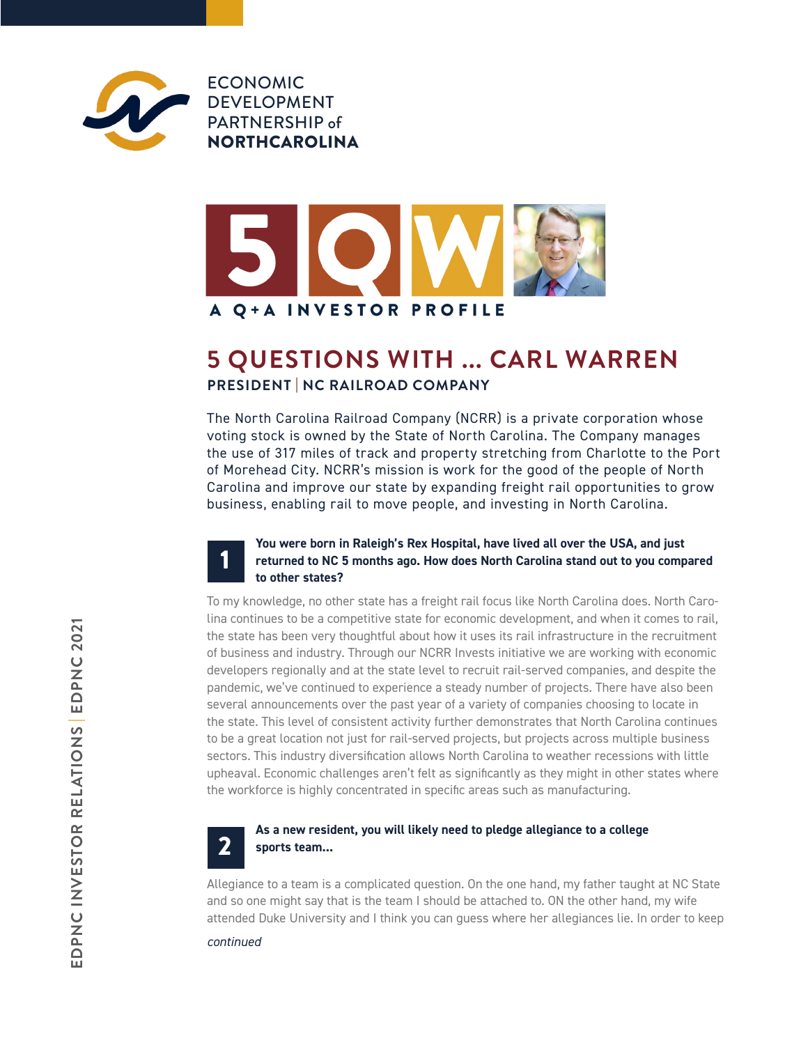ECONOMIC DEVELOPMENT PARTNERSHIP of **NORTHCAROLINA**

5QW

A Q+A INVESTOR PROFILE

# 5 QUESTIONS WITH ... CARL WARREN

## PRESIDENT | NC RAILROAD COMPANY

The North Carolina Railroad Company (NCRR) is a private corporation whose voting stock is owned by the State of North Carolina. The Company manages the use of 317 miles of track and property stretching from Charlotte to the Port of Morehead City. NCRR's mission is work for the good of the people of North Carolina and improve our state by expanding freight rail opportunities to grow business, enabling rail to move people, and investing in North Carolina.

### 1 You were born in Raleigh's Rex Hospital, have lived all over the USA, and just returned to NC 5 months ago. How does North Carolina stand out to you compared to other states?

To my knowledge, no other state has a freight rail focus like North Carolina does. North Carolina continues to be a competitive state for economic development, and when it comes to rail, the state has been very thoughtful about how it uses its rail infrastructure in the recruitment of business and industry. Through our NCRR Invests initiative we are working with economic developers regionally and at the state level to recruit rail-served companies, and despite the pandemic, we've continued to experience a steady number of projects. There have also been several announcements over the past year of a variety of companies choosing to locate in the state. This level of consistent activity further demonstrates that North Carolina continues to be a great location not just for rail-served projects, but projects across multiple business sectors. This industry diversification allows North Carolina to weather recessions with little upheaval. Economic challenges aren't felt as significantly as they might in other states where the workforce is highly concentrated in specific areas such as manufacturing.

### 2 As a new resident, you will likely need to pledge allegiance to a college sports team...

Allegiance to a team is a complicated question. On the one hand, my father taught at NC State and so one might say that is the team I should be attached to. ON the other hand, my wife attended Duke University and I think you can guess where her allegiances lie. In order to keep

*continued*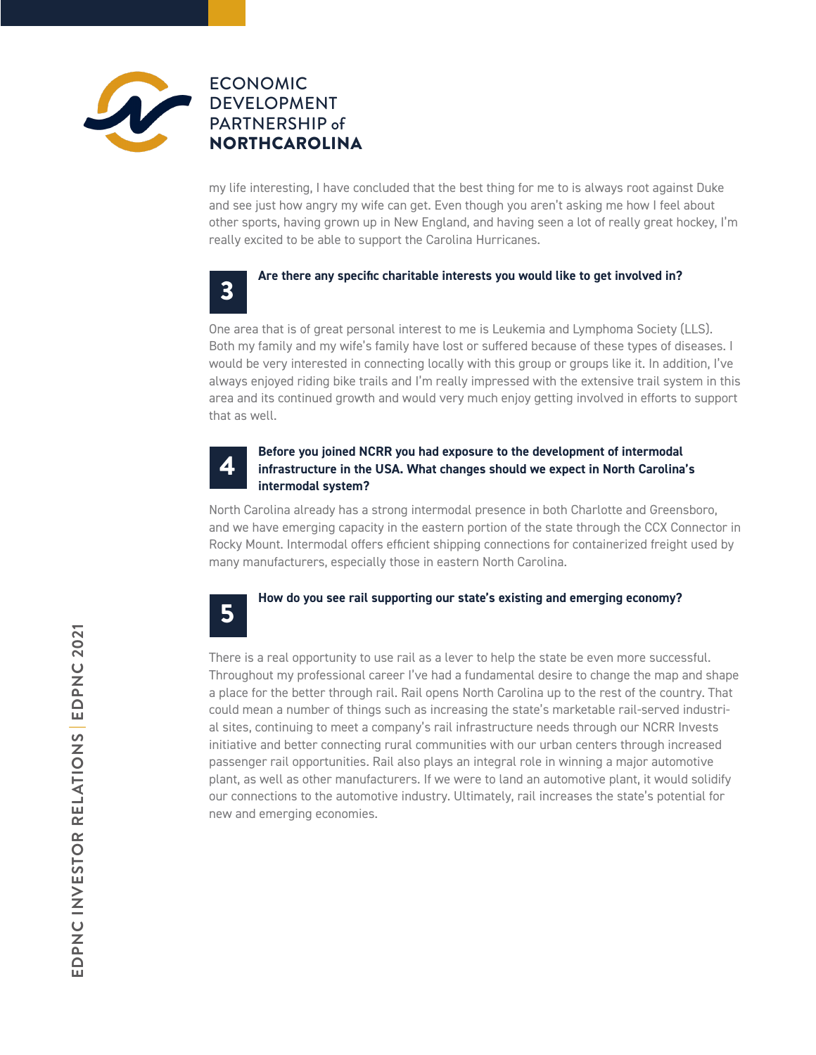my life interesting, I have concluded that the best thing for me to is always root against Duke and see just how angry my wife can get. Even though you aren't asking me how I feel about other sports, having grown up in New England, and having seen a lot of really great hockey, I'm really excited to be able to support the Carolina Hurricanes.

### 3 Are there any specific charitable interests you would like to get involved in?

One area that is of great personal interest to me is Leukemia and Lymphoma Society (LLS). Both my family and my wife's family have lost or suffered because of these types of diseases. I would be very interested in connecting locally with this group or groups like it. In addition, I've always enjoyed riding bike trails and I'm really impressed with the extensive trail system in this area and its continued growth and would very much enjoy getting involved in efforts to support that as well.

### 4 Before you joined NCRR you had exposure to the development of intermodal infrastructure in the USA. What changes should we expect in North Carolina's intermodal system?

North Carolina already has a strong intermodal presence in both Charlotte and Greensboro, and we have emerging capacity in the eastern portion of the state through the CCX Connector in Rocky Mount. Intermodal offers efficient shipping connections for containerized freight used by many manufacturers, especially those in eastern North Carolina.

### 5 How do you see rail supporting our state's existing and emerging economy?

There is a real opportunity to use rail as a lever to help the state be even more successful. Throughout my professional career I've had a fundamental desire to change the map and shape a place for the better through rail. Rail opens North Carolina up to the rest of the country. That could mean a number of things such as increasing the state's marketable rail-served industrial sites, continuing to meet a company's rail infrastructure needs through our NCRR Invests initiative and better connecting rural communities with our urban centers through increased passenger rail opportunities. Rail also plays an integral role in winning a major automotive plant, as well as other manufacturers. If we were to land an automotive plant, it would solidify our connections to the automotive industry. Ultimately, rail increases the state's potential for new and emerging economies.